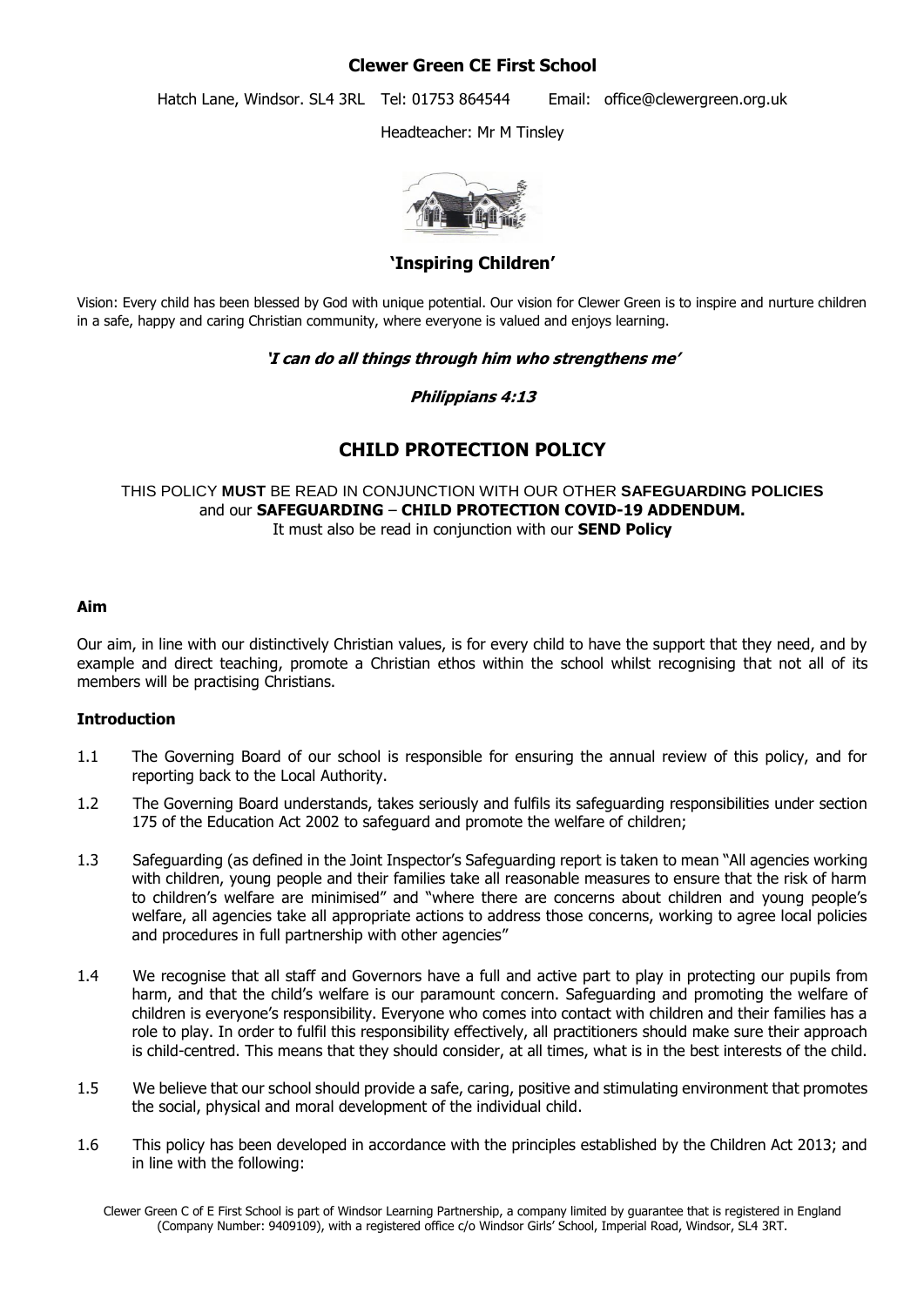# Clewer Green CE First School

Hatch Lane, Windsor. SL4 3RL Tel: 01753 864544 Email: office@clewergreen.org.uk

Headteacher: Mr M Tinsley

## 'Inspiring Children'

Vision: Every child has been blessed by God with unique potential. Our vision for Clewer Green is to inspire and nurture children in a safe, happy and caring Christian community, where everyone is valued and enjoys learning.

***'I can do all things through him who strengthens me'***

***Philippians 4:13***

# CHILD PROTECTION POLICY

THIS POLICY **MUST** BE READ IN CONJUNCTION WITH OUR OTHER **SAFEGUARDING POLICIES** and our **SAFEGUARDING** – **CHILD PROTECTION COVID-19 ADDENDUM.**
It must also be read in conjunction with our **SEND Policy**

### Aim

Our aim, in line with our distinctively Christian values, is for every child to have the support that they need, and by example and direct teaching, promote a Christian ethos within the school whilst recognising that not all of its members will be practising Christians.

### Introduction

1.1 The Governing Board of our school is responsible for ensuring the annual review of this policy, and for reporting back to the Local Authority.

1.2 The Governing Board understands, takes seriously and fulfils its safeguarding responsibilities under section 175 of the Education Act 2002 to safeguard and promote the welfare of children;

1.3 Safeguarding (as defined in the Joint Inspector's Safeguarding report is taken to mean "All agencies working with children, young people and their families take all reasonable measures to ensure that the risk of harm to children's welfare are minimised" and "where there are concerns about children and young people's welfare, all agencies take all appropriate actions to address those concerns, working to agree local policies and procedures in full partnership with other agencies"

1.4 We recognise that all staff and Governors have a full and active part to play in protecting our pupils from harm, and that the child's welfare is our paramount concern. Safeguarding and promoting the welfare of children is everyone's responsibility. Everyone who comes into contact with children and their families has a role to play. In order to fulfil this responsibility effectively, all practitioners should make sure their approach is child-centred. This means that they should consider, at all times, what is in the best interests of the child.

1.5 We believe that our school should provide a safe, caring, positive and stimulating environment that promotes the social, physical and moral development of the individual child.

1.6 This policy has been developed in accordance with the principles established by the Children Act 2013; and in line with the following:

Clewer Green C of E First School is part of Windsor Learning Partnership, a company limited by guarantee that is registered in England (Company Number: 9409109), with a registered office c/o Windsor Girls' School, Imperial Road, Windsor, SL4 3RT.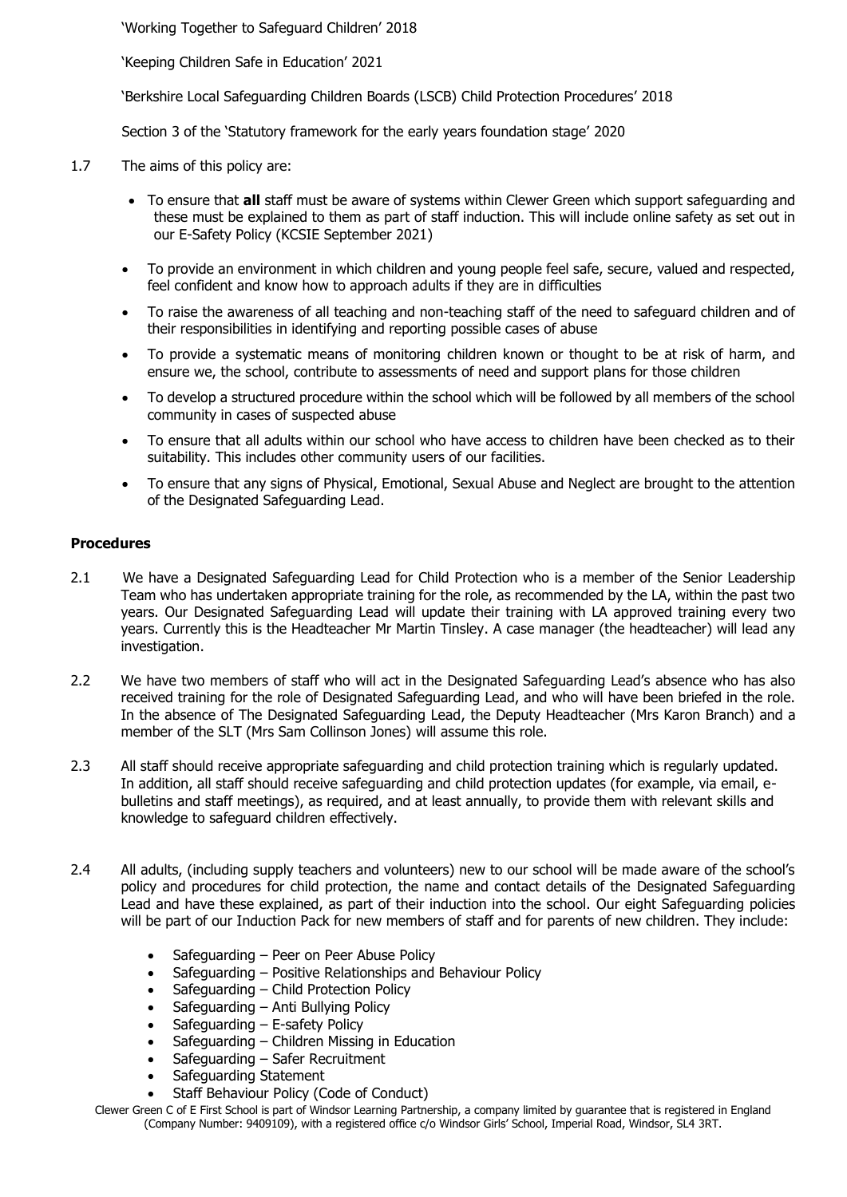'Working Together to Safeguard Children' 2018

'Keeping Children Safe in Education' 2021

'Berkshire Local Safeguarding Children Boards (LSCB) Child Protection Procedures' 2018

Section 3 of the 'Statutory framework for the early years foundation stage' 2020

1.7 The aims of this policy are:

- To ensure that **all** staff must be aware of systems within Clewer Green which support safeguarding and these must be explained to them as part of staff induction. This will include online safety as set out in our E-Safety Policy (KCSIE September 2021)
- To provide an environment in which children and young people feel safe, secure, valued and respected, feel confident and know how to approach adults if they are in difficulties
- To raise the awareness of all teaching and non-teaching staff of the need to safeguard children and of their responsibilities in identifying and reporting possible cases of abuse
- To provide a systematic means of monitoring children known or thought to be at risk of harm, and ensure we, the school, contribute to assessments of need and support plans for those children
- To develop a structured procedure within the school which will be followed by all members of the school community in cases of suspected abuse
- To ensure that all adults within our school who have access to children have been checked as to their suitability. This includes other community users of our facilities.
- To ensure that any signs of Physical, Emotional, Sexual Abuse and Neglect are brought to the attention of the Designated Safeguarding Lead.

**Procedures**

2.1 We have a Designated Safeguarding Lead for Child Protection who is a member of the Senior Leadership Team who has undertaken appropriate training for the role, as recommended by the LA, within the past two years. Our Designated Safeguarding Lead will update their training with LA approved training every two years. Currently this is the Headteacher Mr Martin Tinsley. A case manager (the headteacher) will lead any investigation.

2.2 We have two members of staff who will act in the Designated Safeguarding Lead's absence who has also received training for the role of Designated Safeguarding Lead, and who will have been briefed in the role. In the absence of The Designated Safeguarding Lead, the Deputy Headteacher (Mrs Karon Branch) and a member of the SLT (Mrs Sam Collinson Jones) will assume this role.

2.3 All staff should receive appropriate safeguarding and child protection training which is regularly updated. In addition, all staff should receive safeguarding and child protection updates (for example, via email, e-bulletins and staff meetings), as required, and at least annually, to provide them with relevant skills and knowledge to safeguard children effectively.

2.4 All adults, (including supply teachers and volunteers) new to our school will be made aware of the school's policy and procedures for child protection, the name and contact details of the Designated Safeguarding Lead and have these explained, as part of their induction into the school. Our eight Safeguarding policies will be part of our Induction Pack for new members of staff and for parents of new children. They include:

- Safeguarding – Peer on Peer Abuse Policy
- Safeguarding – Positive Relationships and Behaviour Policy
- Safeguarding – Child Protection Policy
- Safeguarding – Anti Bullying Policy
- Safeguarding – E-safety Policy
- Safeguarding – Children Missing in Education
- Safeguarding – Safer Recruitment
- Safeguarding Statement
- Staff Behaviour Policy (Code of Conduct)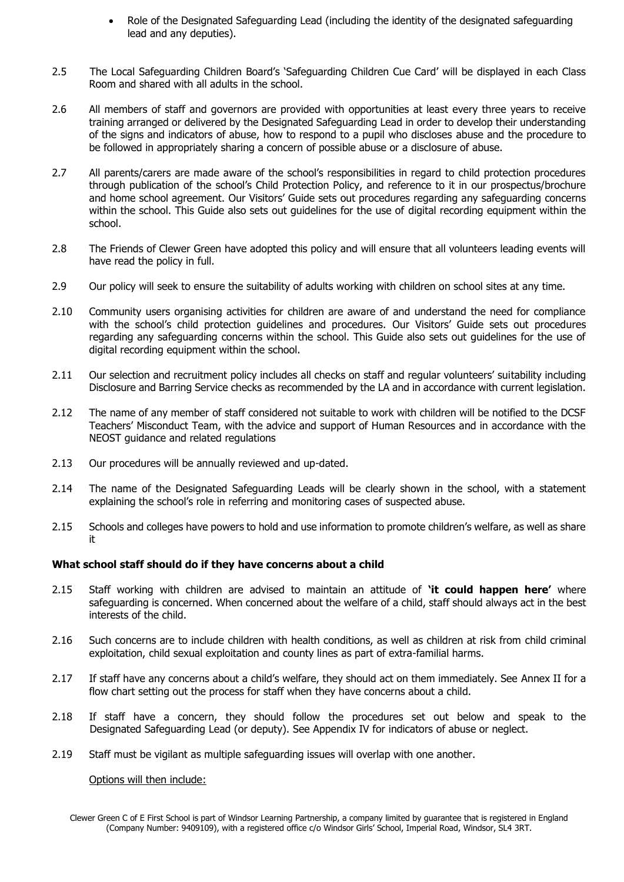- Role of the Designated Safeguarding Lead (including the identity of the designated safeguarding lead and any deputies).

2.5 The Local Safeguarding Children Board's 'Safeguarding Children Cue Card' will be displayed in each Class Room and shared with all adults in the school.

2.6 All members of staff and governors are provided with opportunities at least every three years to receive training arranged or delivered by the Designated Safeguarding Lead in order to develop their understanding of the signs and indicators of abuse, how to respond to a pupil who discloses abuse and the procedure to be followed in appropriately sharing a concern of possible abuse or a disclosure of abuse.

2.7 All parents/carers are made aware of the school's responsibilities in regard to child protection procedures through publication of the school's Child Protection Policy, and reference to it in our prospectus/brochure and home school agreement. Our Visitors' Guide sets out procedures regarding any safeguarding concerns within the school. This Guide also sets out guidelines for the use of digital recording equipment within the school.

2.8 The Friends of Clewer Green have adopted this policy and will ensure that all volunteers leading events will have read the policy in full.

2.9 Our policy will seek to ensure the suitability of adults working with children on school sites at any time.

2.10 Community users organising activities for children are aware of and understand the need for compliance with the school's child protection guidelines and procedures. Our Visitors' Guide sets out procedures regarding any safeguarding concerns within the school. This Guide also sets out guidelines for the use of digital recording equipment within the school.

2.11 Our selection and recruitment policy includes all checks on staff and regular volunteers' suitability including Disclosure and Barring Service checks as recommended by the LA and in accordance with current legislation.

2.12 The name of any member of staff considered not suitable to work with children will be notified to the DCSF Teachers' Misconduct Team, with the advice and support of Human Resources and in accordance with the NEOST guidance and related regulations

2.13 Our procedures will be annually reviewed and up-dated.

2.14 The name of the Designated Safeguarding Leads will be clearly shown in the school, with a statement explaining the school's role in referring and monitoring cases of suspected abuse.

2.15 Schools and colleges have powers to hold and use information to promote children's welfare, as well as share it

**What school staff should do if they have concerns about a child**

2.15 Staff working with children are advised to maintain an attitude of **'it could happen here'** where safeguarding is concerned. When concerned about the welfare of a child, staff should always act in the best interests of the child.

2.16 Such concerns are to include children with health conditions, as well as children at risk from child criminal exploitation, child sexual exploitation and county lines as part of extra-familial harms.

2.17 If staff have any concerns about a child's welfare, they should act on them immediately. See Annex II for a flow chart setting out the process for staff when they have concerns about a child.

2.18 If staff have a concern, they should follow the procedures set out below and speak to the Designated Safeguarding Lead (or deputy). See Appendix IV for indicators of abuse or neglect.

2.19 Staff must be vigilant as multiple safeguarding issues will overlap with one another.

<u>Options will then include:</u>

Clewer Green C of E First School is part of Windsor Learning Partnership, a company limited by guarantee that is registered in England (Company Number: 9409109), with a registered office c/o Windsor Girls' School, Imperial Road, Windsor, SL4 3RT.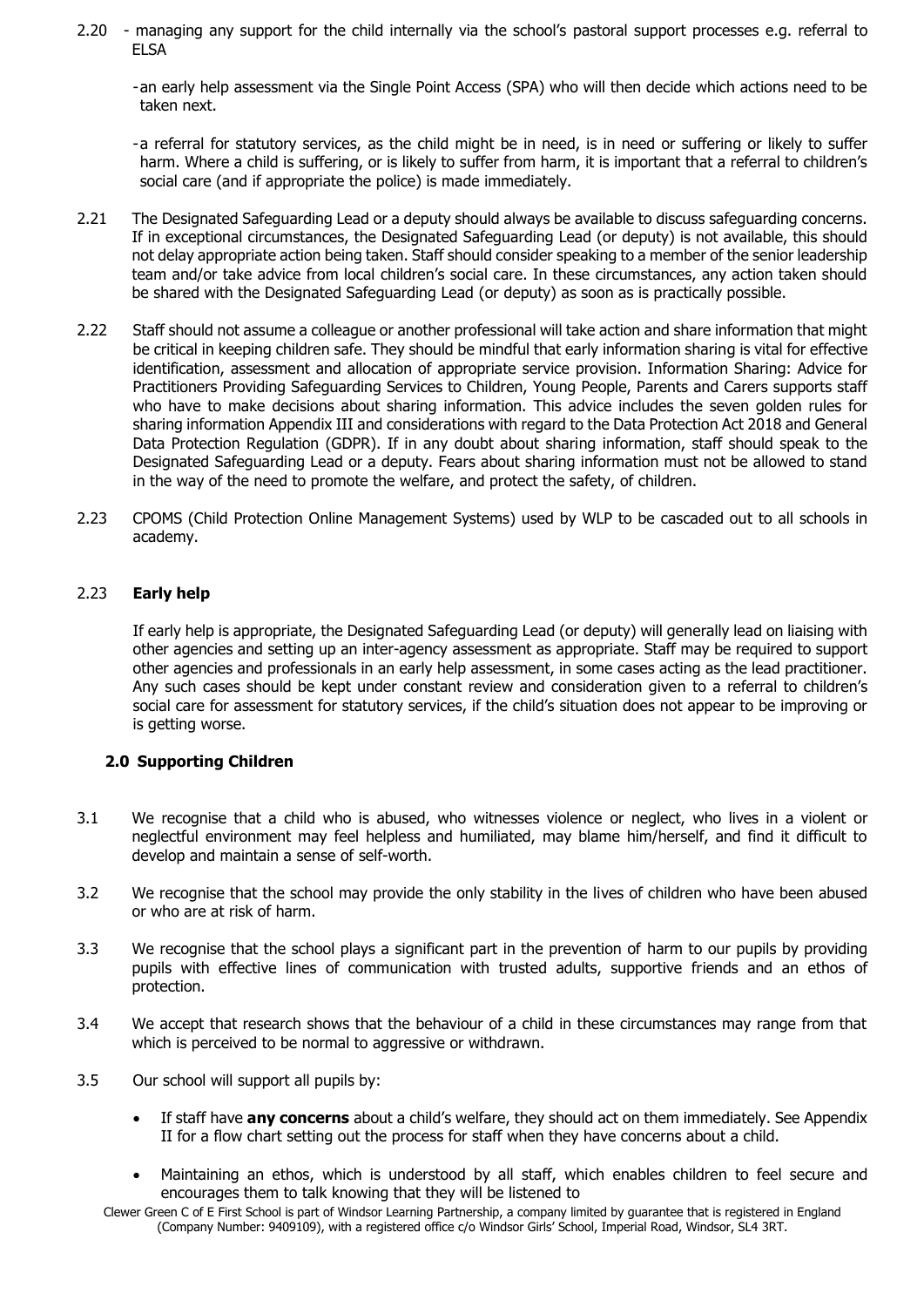2.20 - managing any support for the child internally via the school's pastoral support processes e.g. referral to ELSA

- an early help assessment via the Single Point Access (SPA) who will then decide which actions need to be taken next.

- a referral for statutory services, as the child might be in need, is in need or suffering or likely to suffer harm. Where a child is suffering, or is likely to suffer from harm, it is important that a referral to children's social care (and if appropriate the police) is made immediately.

2.21 The Designated Safeguarding Lead or a deputy should always be available to discuss safeguarding concerns. If in exceptional circumstances, the Designated Safeguarding Lead (or deputy) is not available, this should not delay appropriate action being taken. Staff should consider speaking to a member of the senior leadership team and/or take advice from local children's social care. In these circumstances, any action taken should be shared with the Designated Safeguarding Lead (or deputy) as soon as is practically possible.

2.22 Staff should not assume a colleague or another professional will take action and share information that might be critical in keeping children safe. They should be mindful that early information sharing is vital for effective identification, assessment and allocation of appropriate service provision. Information Sharing: Advice for Practitioners Providing Safeguarding Services to Children, Young People, Parents and Carers supports staff who have to make decisions about sharing information. This advice includes the seven golden rules for sharing information Appendix III and considerations with regard to the Data Protection Act 2018 and General Data Protection Regulation (GDPR). If in any doubt about sharing information, staff should speak to the Designated Safeguarding Lead or a deputy. Fears about sharing information must not be allowed to stand in the way of the need to promote the welfare, and protect the safety, of children.

2.23 CPOMS (Child Protection Online Management Systems) used by WLP to be cascaded out to all schools in academy.

2.23 **Early help**

If early help is appropriate, the Designated Safeguarding Lead (or deputy) will generally lead on liaising with other agencies and setting up an inter-agency assessment as appropriate. Staff may be required to support other agencies and professionals in an early help assessment, in some cases acting as the lead practitioner. Any such cases should be kept under constant review and consideration given to a referral to children's social care for assessment for statutory services, if the child's situation does not appear to be improving or is getting worse.

## 2.0 Supporting Children

3.1 We recognise that a child who is abused, who witnesses violence or neglect, who lives in a violent or neglectful environment may feel helpless and humiliated, may blame him/herself, and find it difficult to develop and maintain a sense of self-worth.

3.2 We recognise that the school may provide the only stability in the lives of children who have been abused or who are at risk of harm.

3.3 We recognise that the school plays a significant part in the prevention of harm to our pupils by providing pupils with effective lines of communication with trusted adults, supportive friends and an ethos of protection.

3.4 We accept that research shows that the behaviour of a child in these circumstances may range from that which is perceived to be normal to aggressive or withdrawn.

3.5 Our school will support all pupils by:

- If staff have **any concerns** about a child's welfare, they should act on them immediately. See Appendix II for a flow chart setting out the process for staff when they have concerns about a child.
- Maintaining an ethos, which is understood by all staff, which enables children to feel secure and encourages them to talk knowing that they will be listened to

Clewer Green C of E First School is part of Windsor Learning Partnership, a company limited by guarantee that is registered in England (Company Number: 9409109), with a registered office c/o Windsor Girls' School, Imperial Road, Windsor, SL4 3RT.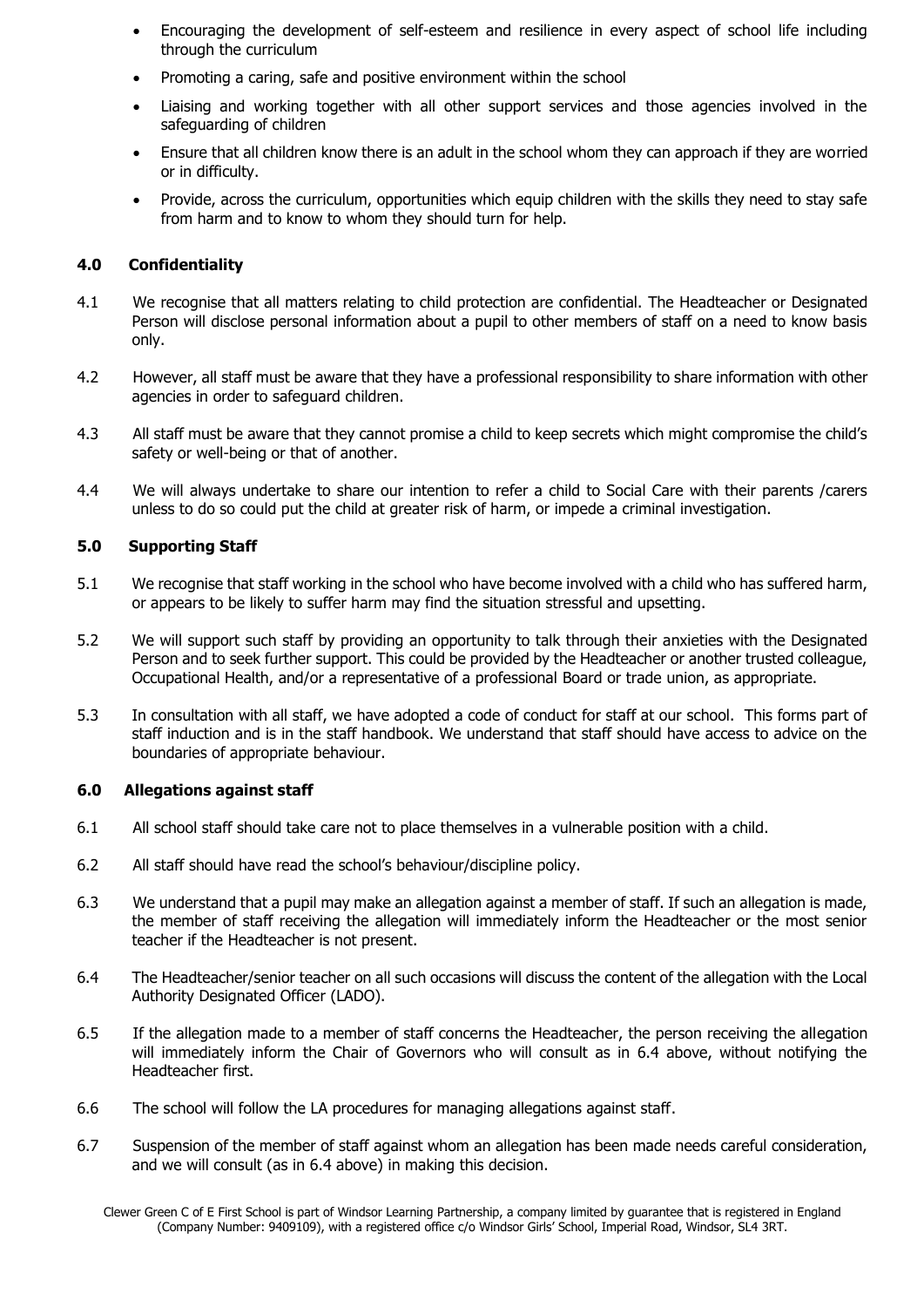- Encouraging the development of self-esteem and resilience in every aspect of school life including through the curriculum
- Promoting a caring, safe and positive environment within the school
- Liaising and working together with all other support services and those agencies involved in the safeguarding of children
- Ensure that all children know there is an adult in the school whom they can approach if they are worried or in difficulty.
- Provide, across the curriculum, opportunities which equip children with the skills they need to stay safe from harm and to know to whom they should turn for help.

### 4.0 Confidentiality

4.1 We recognise that all matters relating to child protection are confidential. The Headteacher or Designated Person will disclose personal information about a pupil to other members of staff on a need to know basis only.

4.2 However, all staff must be aware that they have a professional responsibility to share information with other agencies in order to safeguard children.

4.3 All staff must be aware that they cannot promise a child to keep secrets which might compromise the child's safety or well-being or that of another.

4.4 We will always undertake to share our intention to refer a child to Social Care with their parents /carers unless to do so could put the child at greater risk of harm, or impede a criminal investigation.

### 5.0 Supporting Staff

5.1 We recognise that staff working in the school who have become involved with a child who has suffered harm, or appears to be likely to suffer harm may find the situation stressful and upsetting.

5.2 We will support such staff by providing an opportunity to talk through their anxieties with the Designated Person and to seek further support. This could be provided by the Headteacher or another trusted colleague, Occupational Health, and/or a representative of a professional Board or trade union, as appropriate.

5.3 In consultation with all staff, we have adopted a code of conduct for staff at our school. This forms part of staff induction and is in the staff handbook. We understand that staff should have access to advice on the boundaries of appropriate behaviour.

### 6.0 Allegations against staff

6.1 All school staff should take care not to place themselves in a vulnerable position with a child.

6.2 All staff should have read the school's behaviour/discipline policy.

6.3 We understand that a pupil may make an allegation against a member of staff. If such an allegation is made, the member of staff receiving the allegation will immediately inform the Headteacher or the most senior teacher if the Headteacher is not present.

6.4 The Headteacher/senior teacher on all such occasions will discuss the content of the allegation with the Local Authority Designated Officer (LADO).

6.5 If the allegation made to a member of staff concerns the Headteacher, the person receiving the allegation will immediately inform the Chair of Governors who will consult as in 6.4 above, without notifying the Headteacher first.

6.6 The school will follow the LA procedures for managing allegations against staff.

6.7 Suspension of the member of staff against whom an allegation has been made needs careful consideration, and we will consult (as in 6.4 above) in making this decision.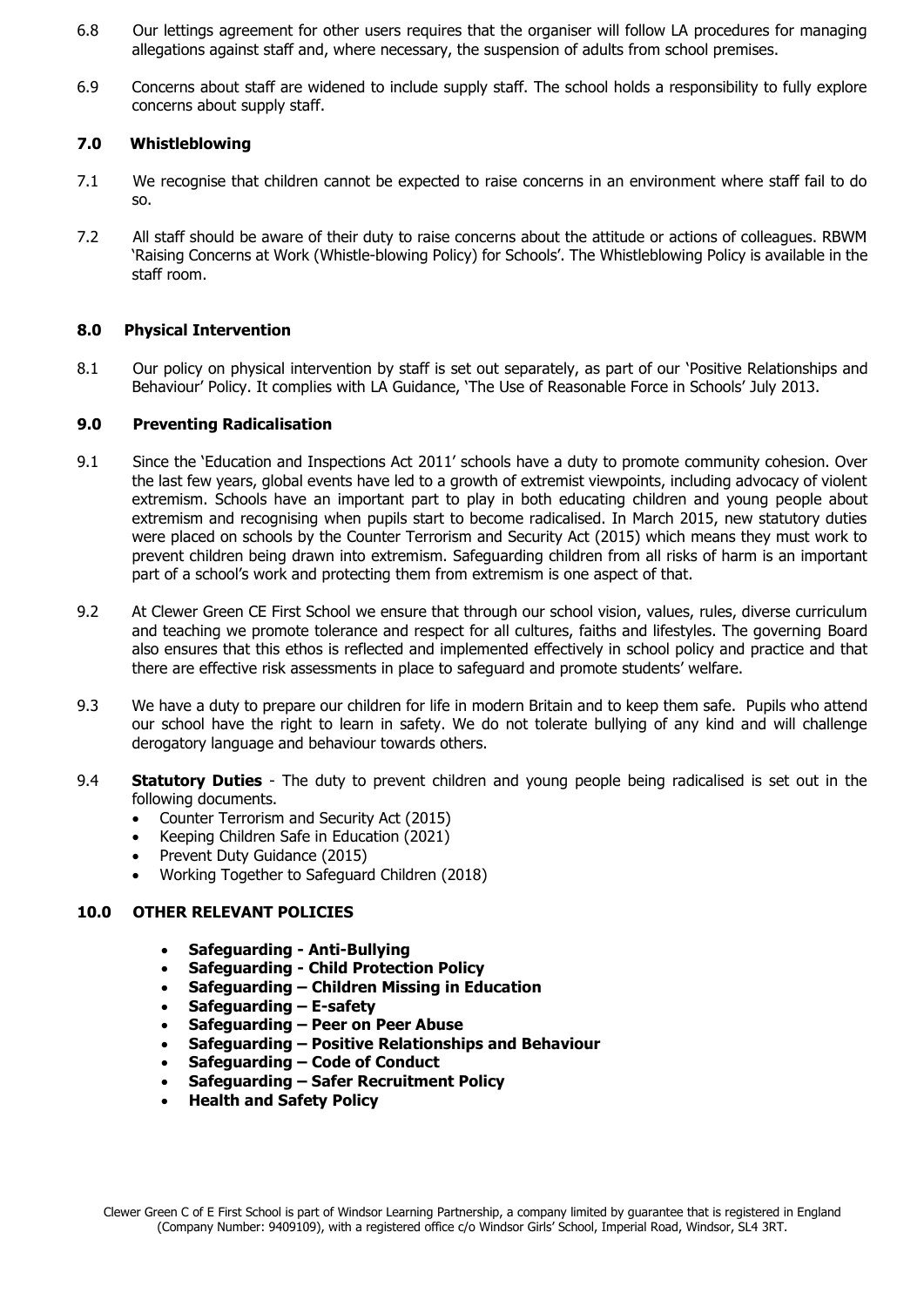6.8 Our lettings agreement for other users requires that the organiser will follow LA procedures for managing allegations against staff and, where necessary, the suspension of adults from school premises.

6.9 Concerns about staff are widened to include supply staff. The school holds a responsibility to fully explore concerns about supply staff.

## 7.0 Whistleblowing

7.1 We recognise that children cannot be expected to raise concerns in an environment where staff fail to do so.

7.2 All staff should be aware of their duty to raise concerns about the attitude or actions of colleagues. RBWM 'Raising Concerns at Work (Whistle-blowing Policy) for Schools'. The Whistleblowing Policy is available in the staff room.

## 8.0 Physical Intervention

8.1 Our policy on physical intervention by staff is set out separately, as part of our 'Positive Relationships and Behaviour' Policy. It complies with LA Guidance, 'The Use of Reasonable Force in Schools' July 2013.

## 9.0 Preventing Radicalisation

9.1 Since the 'Education and Inspections Act 2011' schools have a duty to promote community cohesion. Over the last few years, global events have led to a growth of extremist viewpoints, including advocacy of violent extremism. Schools have an important part to play in both educating children and young people about extremism and recognising when pupils start to become radicalised. In March 2015, new statutory duties were placed on schools by the Counter Terrorism and Security Act (2015) which means they must work to prevent children being drawn into extremism. Safeguarding children from all risks of harm is an important part of a school's work and protecting them from extremism is one aspect of that.

9.2 At Clewer Green CE First School we ensure that through our school vision, values, rules, diverse curriculum and teaching we promote tolerance and respect for all cultures, faiths and lifestyles. The governing Board also ensures that this ethos is reflected and implemented effectively in school policy and practice and that there are effective risk assessments in place to safeguard and promote students' welfare.

9.3 We have a duty to prepare our children for life in modern Britain and to keep them safe. Pupils who attend our school have the right to learn in safety. We do not tolerate bullying of any kind and will challenge derogatory language and behaviour towards others.

9.4 **Statutory Duties** - The duty to prevent children and young people being radicalised is set out in the following documents.

- Counter Terrorism and Security Act (2015)
- Keeping Children Safe in Education (2021)
- Prevent Duty Guidance (2015)
- Working Together to Safeguard Children (2018)

## 10.0 OTHER RELEVANT POLICIES

- **Safeguarding - Anti-Bullying**
- **Safeguarding - Child Protection Policy**
- **Safeguarding – Children Missing in Education**
- **Safeguarding – E-safety**
- **Safeguarding – Peer on Peer Abuse**
- **Safeguarding – Positive Relationships and Behaviour**
- **Safeguarding – Code of Conduct**
- **Safeguarding – Safer Recruitment Policy**
- **Health and Safety Policy**

Clewer Green C of E First School is part of Windsor Learning Partnership, a company limited by guarantee that is registered in England (Company Number: 9409109), with a registered office c/o Windsor Girls' School, Imperial Road, Windsor, SL4 3RT.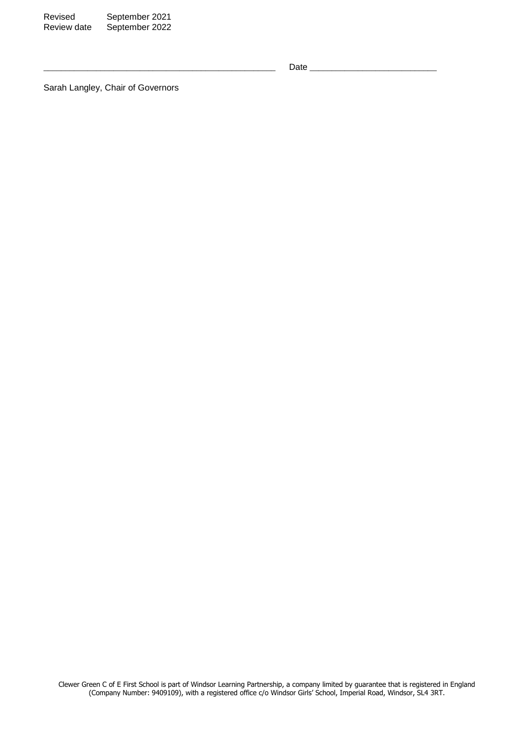| Revised | September 2021 |
| --- | --- |
| Review date | September 2022 |

_______________________________________________ Date __________________________

Sarah Langley, Chair of Governors

Clewer Green C of E First School is part of Windsor Learning Partnership, a company limited by guarantee that is registered in England (Company Number: 9409109), with a registered office c/o Windsor Girls' School, Imperial Road, Windsor, SL4 3RT.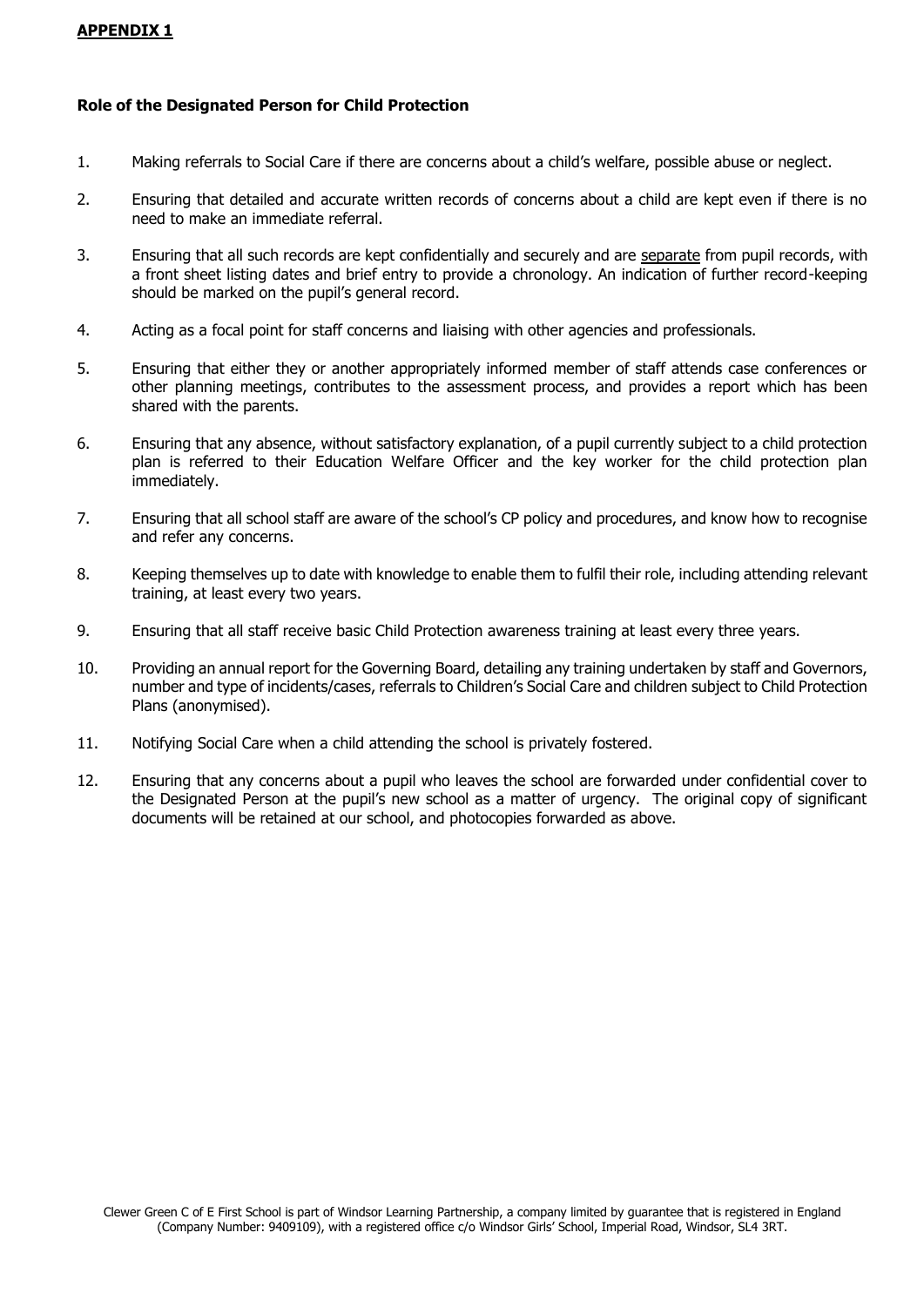**APPENDIX 1**

**Role of the Designated Person for Child Protection**

1. Making referrals to Social Care if there are concerns about a child's welfare, possible abuse or neglect.
2. Ensuring that detailed and accurate written records of concerns about a child are kept even if there is no need to make an immediate referral.
3. Ensuring that all such records are kept confidentially and securely and are separate from pupil records, with a front sheet listing dates and brief entry to provide a chronology. An indication of further record-keeping should be marked on the pupil's general record.
4. Acting as a focal point for staff concerns and liaising with other agencies and professionals.
5. Ensuring that either they or another appropriately informed member of staff attends case conferences or other planning meetings, contributes to the assessment process, and provides a report which has been shared with the parents.
6. Ensuring that any absence, without satisfactory explanation, of a pupil currently subject to a child protection plan is referred to their Education Welfare Officer and the key worker for the child protection plan immediately.
7. Ensuring that all school staff are aware of the school's CP policy and procedures, and know how to recognise and refer any concerns.
8. Keeping themselves up to date with knowledge to enable them to fulfil their role, including attending relevant training, at least every two years.
9. Ensuring that all staff receive basic Child Protection awareness training at least every three years.
10. Providing an annual report for the Governing Board, detailing any training undertaken by staff and Governors, number and type of incidents/cases, referrals to Children's Social Care and children subject to Child Protection Plans (anonymised).
11. Notifying Social Care when a child attending the school is privately fostered.
12. Ensuring that any concerns about a pupil who leaves the school are forwarded under confidential cover to the Designated Person at the pupil's new school as a matter of urgency. The original copy of significant documents will be retained at our school, and photocopies forwarded as above.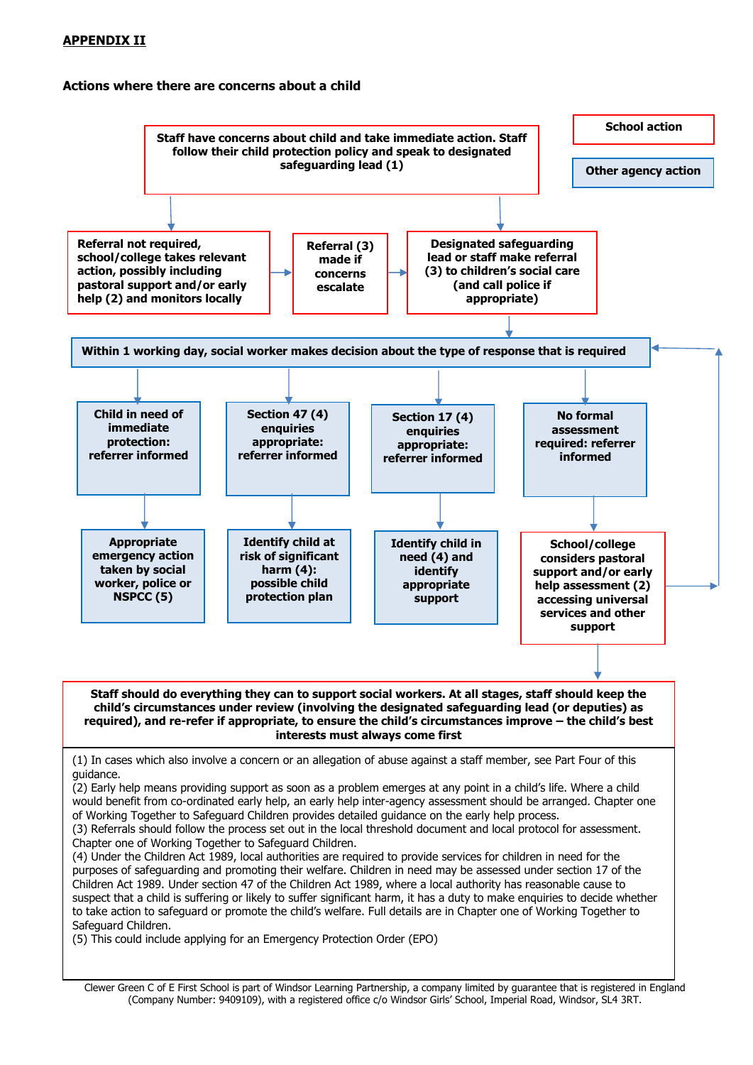**APPENDIX II**

**Actions where there are concerns about a child**

**School action**

**Other agency action**

**Staff have concerns about child and take immediate action. Staff follow their child protection policy and speak to designated safeguarding lead (1)**

**Referral not required, school/college takes relevant action, possibly including pastoral support and/or early help (2) and monitors locally**

**Referral (3) made if concerns escalate**

**Designated safeguarding lead or staff make referral (3) to children's social care (and call police if appropriate)**

**Within 1 working day, social worker makes decision about the type of response that is required**

**Child in need of immediate protection: referrer informed**

**Section 47 (4) enquiries appropriate: referrer informed**

**Section 17 (4) enquiries appropriate: referrer informed**

**No formal assessment required: referrer informed**

**Appropriate emergency action taken by social worker, police or NSPCC (5)**

**Identify child at risk of significant harm (4): possible child protection plan**

**Identify child in need (4) and identify appropriate support**

**School/college considers pastoral support and/or early help assessment (2) accessing universal services and other support**

**Staff should do everything they can to support social workers. At all stages, staff should keep the child's circumstances under review (involving the designated safeguarding lead (or deputies) as required), and re-refer if appropriate, to ensure the child's circumstances improve – the child's best interests must always come first**

(1) In cases which also involve a concern or an allegation of abuse against a staff member, see Part Four of this guidance.
(2) Early help means providing support as soon as a problem emerges at any point in a child's life. Where a child would benefit from co-ordinated early help, an early help inter-agency assessment should be arranged. Chapter one of Working Together to Safeguard Children provides detailed guidance on the early help process.
(3) Referrals should follow the process set out in the local threshold document and local protocol for assessment. Chapter one of Working Together to Safeguard Children.
(4) Under the Children Act 1989, local authorities are required to provide services for children in need for the purposes of safeguarding and promoting their welfare. Children in need may be assessed under section 17 of the Children Act 1989. Under section 47 of the Children Act 1989, where a local authority has reasonable cause to suspect that a child is suffering or likely to suffer significant harm, it has a duty to make enquiries to decide whether to take action to safeguard or promote the child's welfare. Full details are in Chapter one of Working Together to Safeguard Children.
(5) This could include applying for an Emergency Protection Order (EPO)

Clewer Green C of E First School is part of Windsor Learning Partnership, a company limited by guarantee that is registered in England (Company Number: 9409109), with a registered office c/o Windsor Girls' School, Imperial Road, Windsor, SL4 3RT.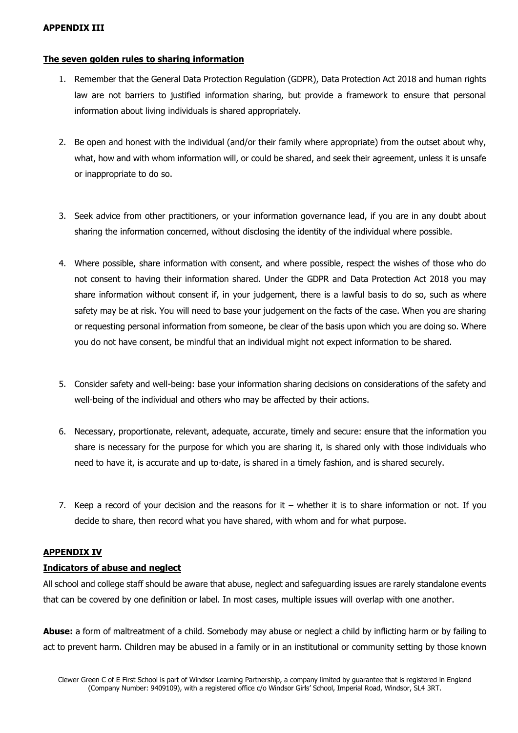**APPENDIX III**

**The seven golden rules to sharing information**

1. Remember that the General Data Protection Regulation (GDPR), Data Protection Act 2018 and human rights law are not barriers to justified information sharing, but provide a framework to ensure that personal information about living individuals is shared appropriately.

2. Be open and honest with the individual (and/or their family where appropriate) from the outset about why, what, how and with whom information will, or could be shared, and seek their agreement, unless it is unsafe or inappropriate to do so.

3. Seek advice from other practitioners, or your information governance lead, if you are in any doubt about sharing the information concerned, without disclosing the identity of the individual where possible.

4. Where possible, share information with consent, and where possible, respect the wishes of those who do not consent to having their information shared. Under the GDPR and Data Protection Act 2018 you may share information without consent if, in your judgement, there is a lawful basis to do so, such as where safety may be at risk. You will need to base your judgement on the facts of the case. When you are sharing or requesting personal information from someone, be clear of the basis upon which you are doing so. Where you do not have consent, be mindful that an individual might not expect information to be shared.

5. Consider safety and well-being: base your information sharing decisions on considerations of the safety and well-being of the individual and others who may be affected by their actions.

6. Necessary, proportionate, relevant, adequate, accurate, timely and secure: ensure that the information you share is necessary for the purpose for which you are sharing it, is shared only with those individuals who need to have it, is accurate and up to-date, is shared in a timely fashion, and is shared securely.

7. Keep a record of your decision and the reasons for it – whether it is to share information or not. If you decide to share, then record what you have shared, with whom and for what purpose.

**APPENDIX IV**

**Indicators of abuse and neglect**

All school and college staff should be aware that abuse, neglect and safeguarding issues are rarely standalone events that can be covered by one definition or label. In most cases, multiple issues will overlap with one another.

**Abuse:** a form of maltreatment of a child. Somebody may abuse or neglect a child by inflicting harm or by failing to act to prevent harm. Children may be abused in a family or in an institutional or community setting by those known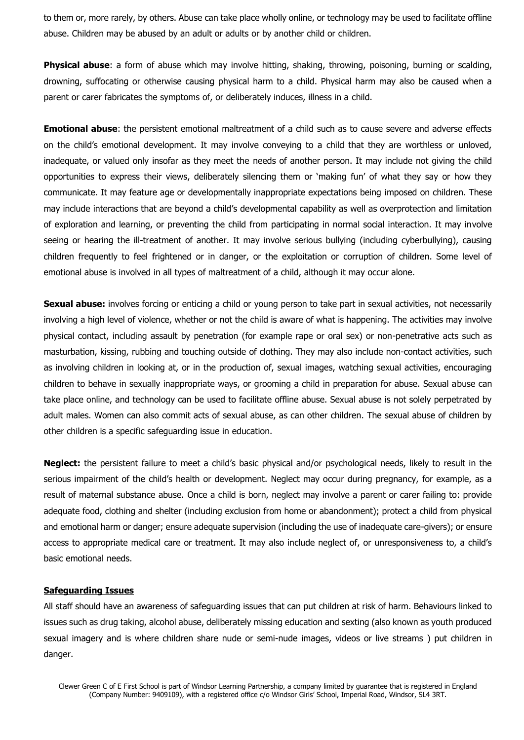to them or, more rarely, by others. Abuse can take place wholly online, or technology may be used to facilitate offline abuse. Children may be abused by an adult or adults or by another child or children.

**Physical abuse**: a form of abuse which may involve hitting, shaking, throwing, poisoning, burning or scalding, drowning, suffocating or otherwise causing physical harm to a child. Physical harm may also be caused when a parent or carer fabricates the symptoms of, or deliberately induces, illness in a child.

**Emotional abuse**: the persistent emotional maltreatment of a child such as to cause severe and adverse effects on the child's emotional development. It may involve conveying to a child that they are worthless or unloved, inadequate, or valued only insofar as they meet the needs of another person. It may include not giving the child opportunities to express their views, deliberately silencing them or 'making fun' of what they say or how they communicate. It may feature age or developmentally inappropriate expectations being imposed on children. These may include interactions that are beyond a child's developmental capability as well as overprotection and limitation of exploration and learning, or preventing the child from participating in normal social interaction. It may involve seeing or hearing the ill-treatment of another. It may involve serious bullying (including cyberbullying), causing children frequently to feel frightened or in danger, or the exploitation or corruption of children. Some level of emotional abuse is involved in all types of maltreatment of a child, although it may occur alone.

**Sexual abuse:** involves forcing or enticing a child or young person to take part in sexual activities, not necessarily involving a high level of violence, whether or not the child is aware of what is happening. The activities may involve physical contact, including assault by penetration (for example rape or oral sex) or non-penetrative acts such as masturbation, kissing, rubbing and touching outside of clothing. They may also include non-contact activities, such as involving children in looking at, or in the production of, sexual images, watching sexual activities, encouraging children to behave in sexually inappropriate ways, or grooming a child in preparation for abuse. Sexual abuse can take place online, and technology can be used to facilitate offline abuse. Sexual abuse is not solely perpetrated by adult males. Women can also commit acts of sexual abuse, as can other children. The sexual abuse of children by other children is a specific safeguarding issue in education.

**Neglect:** the persistent failure to meet a child's basic physical and/or psychological needs, likely to result in the serious impairment of the child's health or development. Neglect may occur during pregnancy, for example, as a result of maternal substance abuse. Once a child is born, neglect may involve a parent or carer failing to: provide adequate food, clothing and shelter (including exclusion from home or abandonment); protect a child from physical and emotional harm or danger; ensure adequate supervision (including the use of inadequate care-givers); or ensure access to appropriate medical care or treatment. It may also include neglect of, or unresponsiveness to, a child's basic emotional needs.

## Safeguarding Issues

All staff should have an awareness of safeguarding issues that can put children at risk of harm. Behaviours linked to issues such as drug taking, alcohol abuse, deliberately missing education and sexting (also known as youth produced sexual imagery and is where children share nude or semi-nude images, videos or live streams ) put children in danger.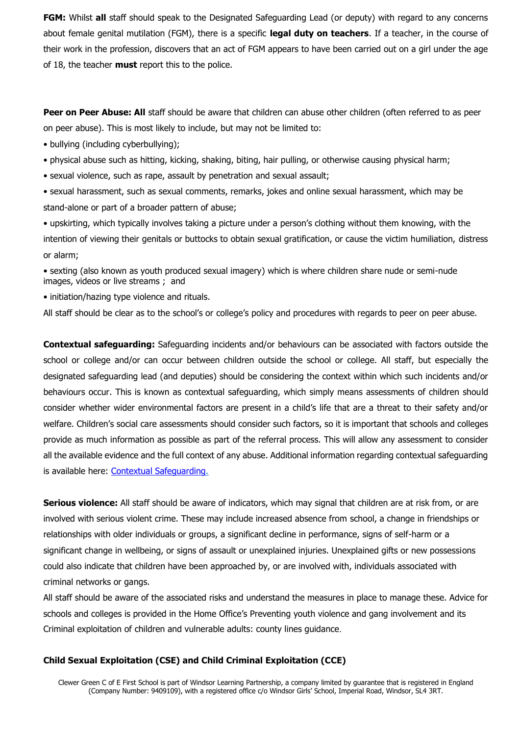**FGM:** Whilst **all** staff should speak to the Designated Safeguarding Lead (or deputy) with regard to any concerns about female genital mutilation (FGM), there is a specific **legal duty on teachers**. If a teacher, in the course of their work in the profession, discovers that an act of FGM appears to have been carried out on a girl under the age of 18, the teacher **must** report this to the police.

**Peer on Peer Abuse: All** staff should be aware that children can abuse other children (often referred to as peer on peer abuse). This is most likely to include, but may not be limited to:

- bullying (including cyberbullying);
- physical abuse such as hitting, kicking, shaking, biting, hair pulling, or otherwise causing physical harm;
- sexual violence, such as rape, assault by penetration and sexual assault;
- sexual harassment, such as sexual comments, remarks, jokes and online sexual harassment, which may be stand-alone or part of a broader pattern of abuse;
- upskirting, which typically involves taking a picture under a person's clothing without them knowing, with the intention of viewing their genitals or buttocks to obtain sexual gratification, or cause the victim humiliation, distress or alarm;
- sexting (also known as youth produced sexual imagery) which is where children share nude or semi-nude images, videos or live streams ; and
- initiation/hazing type violence and rituals.

All staff should be clear as to the school's or college's policy and procedures with regards to peer on peer abuse.

**Contextual safeguarding:** Safeguarding incidents and/or behaviours can be associated with factors outside the school or college and/or can occur between children outside the school or college. All staff, but especially the designated safeguarding lead (and deputies) should be considering the context within which such incidents and/or behaviours occur. This is known as contextual safeguarding, which simply means assessments of children should consider whether wider environmental factors are present in a child's life that are a threat to their safety and/or welfare. Children's social care assessments should consider such factors, so it is important that schools and colleges provide as much information as possible as part of the referral process. This will allow any assessment to consider all the available evidence and the full context of any abuse. Additional information regarding contextual safeguarding is available here: Contextual Safeguarding.

**Serious violence:** All staff should be aware of indicators, which may signal that children are at risk from, or are involved with serious violent crime. These may include increased absence from school, a change in friendships or relationships with older individuals or groups, a significant decline in performance, signs of self-harm or a significant change in wellbeing, or signs of assault or unexplained injuries. Unexplained gifts or new possessions could also indicate that children have been approached by, or are involved with, individuals associated with criminal networks or gangs.

All staff should be aware of the associated risks and understand the measures in place to manage these. Advice for schools and colleges is provided in the Home Office's Preventing youth violence and gang involvement and its Criminal exploitation of children and vulnerable adults: county lines guidance.

**Child Sexual Exploitation (CSE) and Child Criminal Exploitation (CCE)**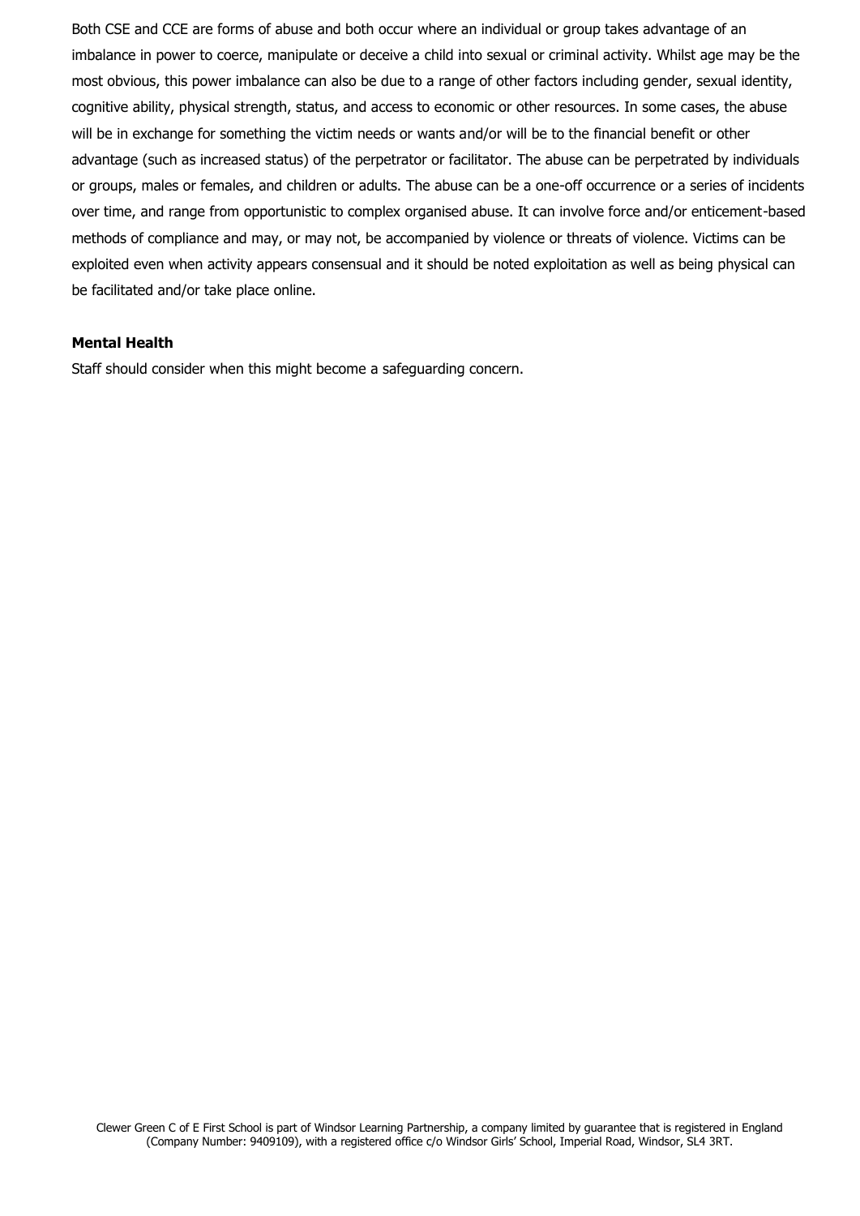Both CSE and CCE are forms of abuse and both occur where an individual or group takes advantage of an imbalance in power to coerce, manipulate or deceive a child into sexual or criminal activity. Whilst age may be the most obvious, this power imbalance can also be due to a range of other factors including gender, sexual identity, cognitive ability, physical strength, status, and access to economic or other resources. In some cases, the abuse will be in exchange for something the victim needs or wants and/or will be to the financial benefit or other advantage (such as increased status) of the perpetrator or facilitator. The abuse can be perpetrated by individuals or groups, males or females, and children or adults. The abuse can be a one-off occurrence or a series of incidents over time, and range from opportunistic to complex organised abuse. It can involve force and/or enticement-based methods of compliance and may, or may not, be accompanied by violence or threats of violence. Victims can be exploited even when activity appears consensual and it should be noted exploitation as well as being physical can be facilitated and/or take place online.

**Mental Health**

Staff should consider when this might become a safeguarding concern.